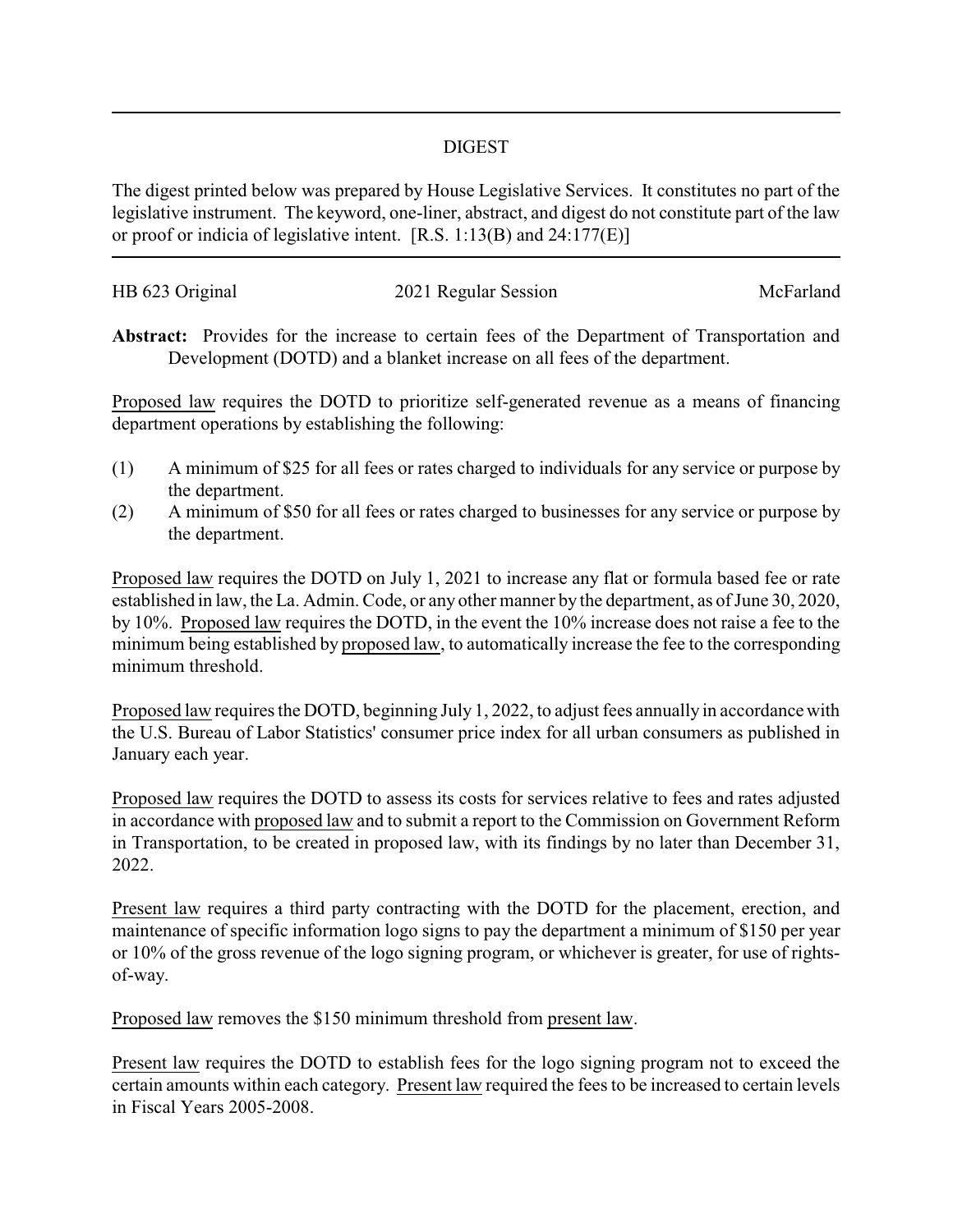# DIGEST

The digest printed below was prepared by House Legislative Services. It constitutes no part of the legislative instrument. The keyword, one-liner, abstract, and digest do not constitute part of the law or proof or indicia of legislative intent. [R.S. 1:13(B) and 24:177(E)]

HB 623 Original | 2021 Regular Session | McFarland

**Abstract:** Provides for the increase to certain fees of the Department of Transportation and Development (DOTD) and a blanket increase on all fees of the department.

Proposed law requires the DOTD to prioritize self-generated revenue as a means of financing department operations by establishing the following:

(1) A minimum of $25 for all fees or rates charged to individuals for any service or purpose by the department.

(2) A minimum of $50 for all fees or rates charged to businesses for any service or purpose by the department.

Proposed law requires the DOTD on July 1, 2021 to increase any flat or formula based fee or rate established in law, the La. Admin. Code, or any other manner by the department, as of June 30, 2020, by 10%. Proposed law requires the DOTD, in the event the 10% increase does not raise a fee to the minimum being established by proposed law, to automatically increase the fee to the corresponding minimum threshold.

Proposed law requires the DOTD, beginning July 1, 2022, to adjust fees annually in accordance with the U.S. Bureau of Labor Statistics' consumer price index for all urban consumers as published in January each year.

Proposed law requires the DOTD to assess its costs for services relative to fees and rates adjusted in accordance with proposed law and to submit a report to the Commission on Government Reform in Transportation, to be created in proposed law, with its findings by no later than December 31, 2022.

Present law requires a third party contracting with the DOTD for the placement, erection, and maintenance of specific information logo signs to pay the department a minimum of $150 per year or 10% of the gross revenue of the logo signing program, or whichever is greater, for use of rights-of-way.

Proposed law removes the $150 minimum threshold from present law.

Present law requires the DOTD to establish fees for the logo signing program not to exceed the certain amounts within each category. Present law required the fees to be increased to certain levels in Fiscal Years 2005-2008.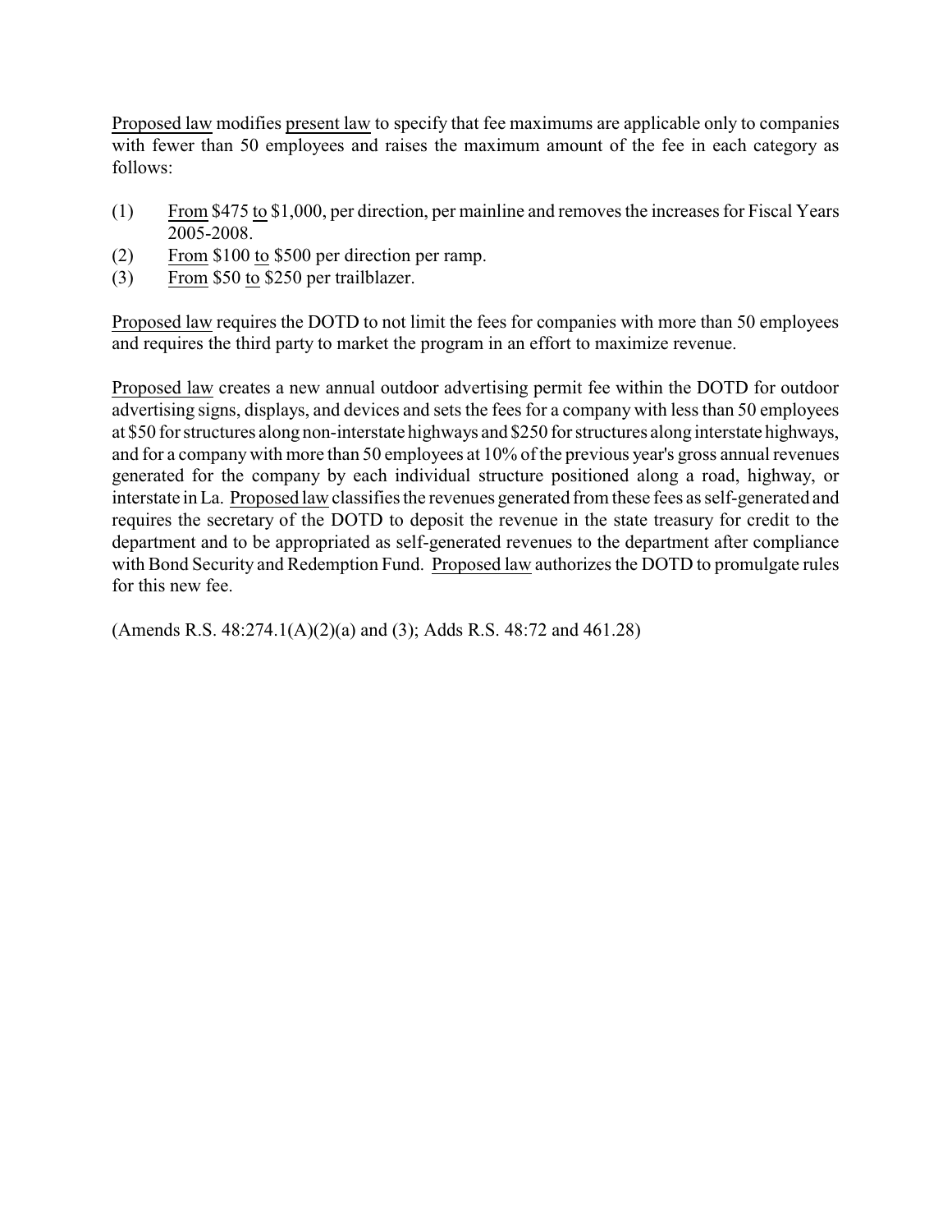Proposed law modifies present law to specify that fee maximums are applicable only to companies with fewer than 50 employees and raises the maximum amount of the fee in each category as follows:

(1) From $475 to $1,000, per direction, per mainline and removes the increases for Fiscal Years 2005-2008.
(2) From $100 to $500 per direction per ramp.
(3) From $50 to $250 per trailblazer.

Proposed law requires the DOTD to not limit the fees for companies with more than 50 employees and requires the third party to market the program in an effort to maximize revenue.

Proposed law creates a new annual outdoor advertising permit fee within the DOTD for outdoor advertising signs, displays, and devices and sets the fees for a company with less than 50 employees at $50 for structures along non-interstate highways and $250 for structures along interstate highways, and for a company with more than 50 employees at 10% of the previous year's gross annual revenues generated for the company by each individual structure positioned along a road, highway, or interstate in La. Proposed law classifies the revenues generated from these fees as self-generated and requires the secretary of the DOTD to deposit the revenue in the state treasury for credit to the department and to be appropriated as self-generated revenues to the department after compliance with Bond Security and Redemption Fund. Proposed law authorizes the DOTD to promulgate rules for this new fee.

(Amends R.S. 48:274.1(A)(2)(a) and (3); Adds R.S. 48:72 and 461.28)